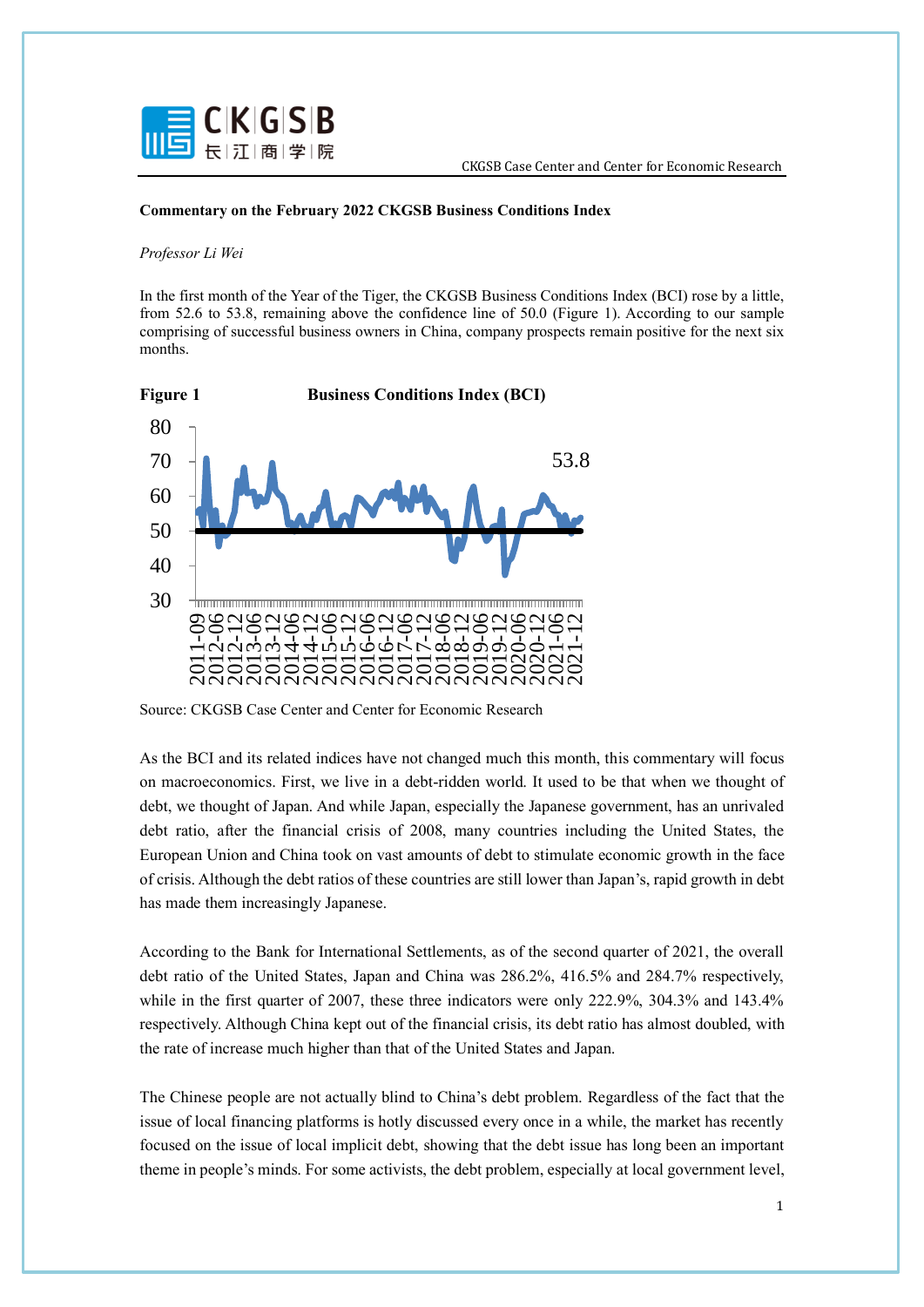**Commentary on the February 2022 CKGSB Business Conditions Index**

*Professor Li Wei*

In the first month of the Year of the Tiger, the CKGSB Business Conditions Index (BCI) rose by a little, from 52.6 to 53.8, remaining above the confidence line of 50.0 (Figure 1). According to our sample comprising of successful business owners in China, company prospects remain positive for the next six months.

**Figure 1** **Business Conditions Index (BCI)**

Source: CKGSB Case Center and Center for Economic Research

As the BCI and its related indices have not changed much this month, this commentary will focus on macroeconomics. First, we live in a debt-ridden world. It used to be that when we thought of debt, we thought of Japan. And while Japan, especially the Japanese government, has an unrivaled debt ratio, after the financial crisis of 2008, many countries including the United States, the European Union and China took on vast amounts of debt to stimulate economic growth in the face of crisis. Although the debt ratios of these countries are still lower than Japan's, rapid growth in debt has made them increasingly Japanese.

According to the Bank for International Settlements, as of the second quarter of 2021, the overall debt ratio of the United States, Japan and China was 286.2%, 416.5% and 284.7% respectively, while in the first quarter of 2007, these three indicators were only 222.9%, 304.3% and 143.4% respectively. Although China kept out of the financial crisis, its debt ratio has almost doubled, with the rate of increase much higher than that of the United States and Japan.

The Chinese people are not actually blind to China's debt problem. Regardless of the fact that the issue of local financing platforms is hotly discussed every once in a while, the market has recently focused on the issue of local implicit debt, showing that the debt issue has long been an important theme in people's minds. For some activists, the debt problem, especially at local government level,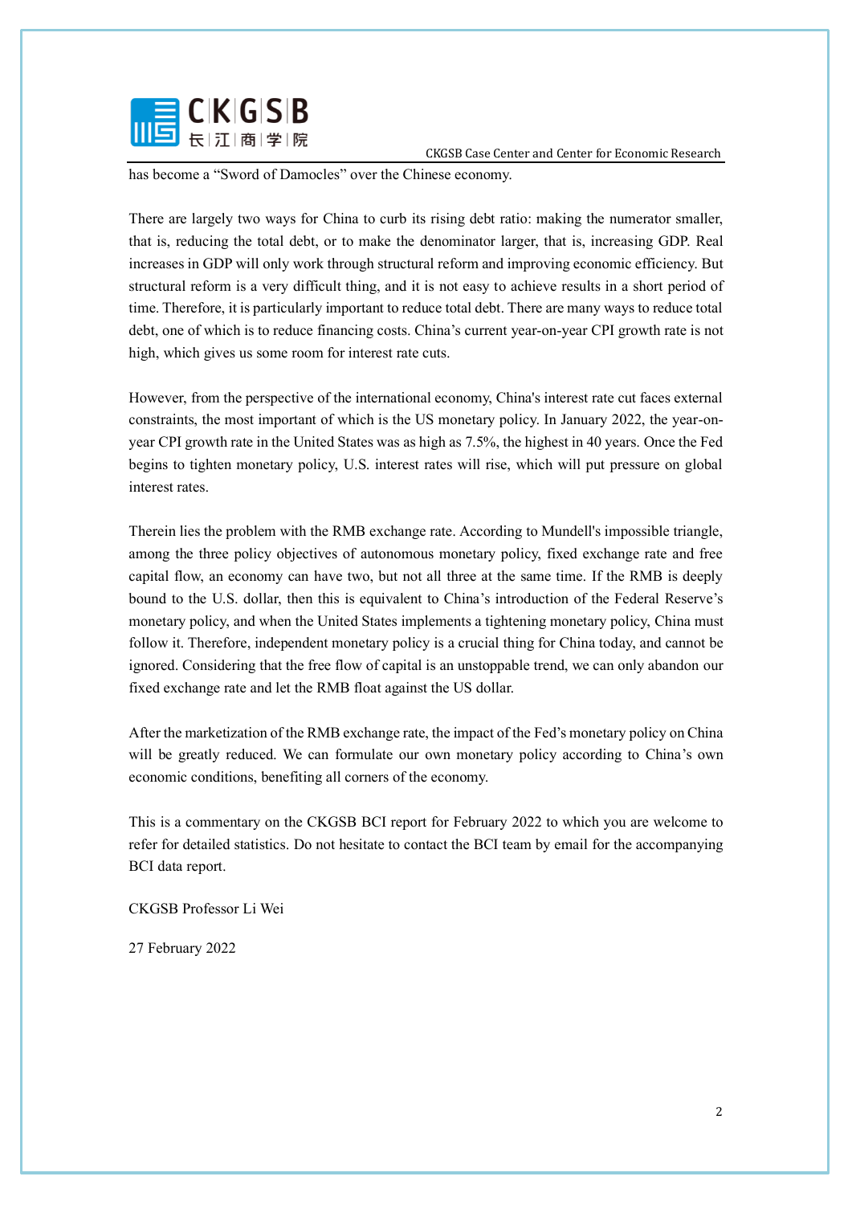has become a “Sword of Damocles” over the Chinese economy.

There are largely two ways for China to curb its rising debt ratio: making the numerator smaller, that is, reducing the total debt, or to make the denominator larger, that is, increasing GDP. Real increases in GDP will only work through structural reform and improving economic efficiency. But structural reform is a very difficult thing, and it is not easy to achieve results in a short period of time. Therefore, it is particularly important to reduce total debt. There are many ways to reduce total debt, one of which is to reduce financing costs. China’s current year-on-year CPI growth rate is not high, which gives us some room for interest rate cuts.

However, from the perspective of the international economy, China's interest rate cut faces external constraints, the most important of which is the US monetary policy. In January 2022, the year-on-year CPI growth rate in the United States was as high as 7.5%, the highest in 40 years. Once the Fed begins to tighten monetary policy, U.S. interest rates will rise, which will put pressure on global interest rates.

Therein lies the problem with the RMB exchange rate. According to Mundell's impossible triangle, among the three policy objectives of autonomous monetary policy, fixed exchange rate and free capital flow, an economy can have two, but not all three at the same time. If the RMB is deeply bound to the U.S. dollar, then this is equivalent to China’s introduction of the Federal Reserve’s monetary policy, and when the United States implements a tightening monetary policy, China must follow it. Therefore, independent monetary policy is a crucial thing for China today, and cannot be ignored. Considering that the free flow of capital is an unstoppable trend, we can only abandon our fixed exchange rate and let the RMB float against the US dollar.

After the marketization of the RMB exchange rate, the impact of the Fed’s monetary policy on China will be greatly reduced. We can formulate our own monetary policy according to China’s own economic conditions, benefiting all corners of the economy.

This is a commentary on the CKGSB BCI report for February 2022 to which you are welcome to refer for detailed statistics. Do not hesitate to contact the BCI team by email for the accompanying BCI data report.

CKGSB Professor Li Wei

27 February 2022